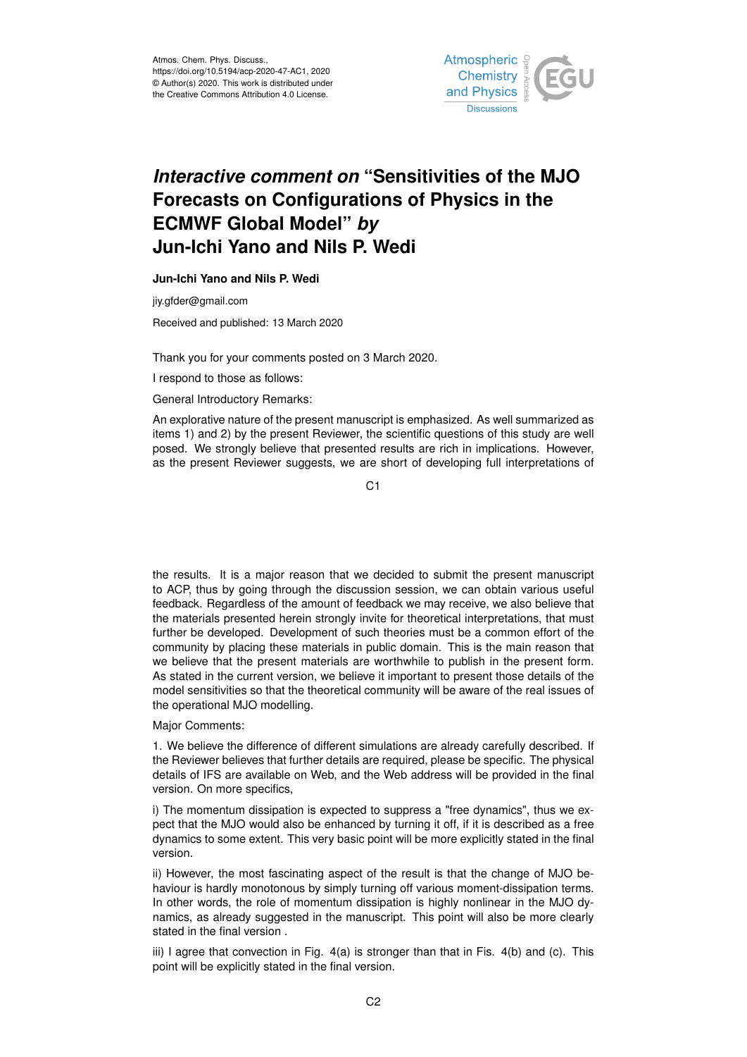# *Interactive comment on* "Sensitivities of the MJO Forecasts on Configurations of Physics in the ECMWF Global Model" *by* Jun-Ichi Yano and Nils P. Wedi

**Jun-Ichi Yano and Nils P. Wedi**

jiy.gfder@gmail.com

Received and published: 13 March 2020

Thank you for your comments posted on 3 March 2020.

I respond to those as follows:

General Introductory Remarks:

An explorative nature of the present manuscript is emphasized. As well summarized as items 1) and 2) by the present Reviewer, the scientific questions of this study are well posed. We strongly believe that presented results are rich in implications. However, as the present Reviewer suggests, we are short of developing full interpretations of the results. It is a major reason that we decided to submit the present manuscript to ACP, thus by going through the discussion session, we can obtain various useful feedback. Regardless of the amount of feedback we may receive, we also believe that the materials presented herein strongly invite for theoretical interpretations, that must further be developed. Development of such theories must be a common effort of the community by placing these materials in public domain. This is the main reason that we believe that the present materials are worthwhile to publish in the present form. As stated in the current version, we believe it important to present those details of the model sensitivities so that the theoretical community will be aware of the real issues of the operational MJO modelling.

Major Comments:

1. We believe the difference of different simulations are already carefully described. If the Reviewer believes that further details are required, please be specific. The physical details of IFS are available on Web, and the Web address will be provided in the final version. On more specifics,

i) The momentum dissipation is expected to suppress a "free dynamics", thus we expect that the MJO would also be enhanced by turning it off, if it is described as a free dynamics to some extent. This very basic point will be more explicitly stated in the final version.

ii) However, the most fascinating aspect of the result is that the change of MJO behaviour is hardly monotonous by simply turning off various moment-dissipation terms. In other words, the role of momentum dissipation is highly nonlinear in the MJO dynamics, as already suggested in the manuscript. This point will also be more clearly stated in the final version .

iii) I agree that convection in Fig. 4(a) is stronger than that in Fis. 4(b) and (c). This point will be explicitly stated in the final version.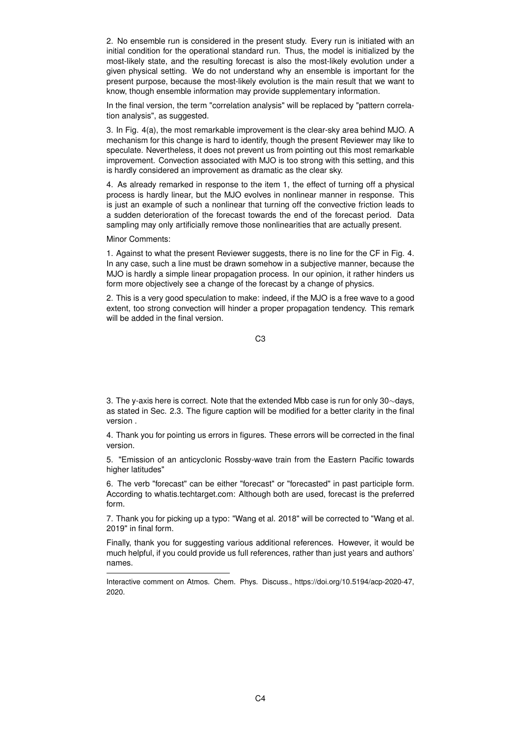2. No ensemble run is considered in the present study. Every run is initiated with an initial condition for the operational standard run. Thus, the model is initialized by the most-likely state, and the resulting forecast is also the most-likely evolution under a given physical setting. We do not understand why an ensemble is important for the present purpose, because the most-likely evolution is the main result that we want to know, though ensemble information may provide supplementary information.

In the final version, the term "correlation analysis" will be replaced by "pattern correlation analysis", as suggested.

3. In Fig. 4(a), the most remarkable improvement is the clear-sky area behind MJO. A mechanism for this change is hard to identify, though the present Reviewer may like to speculate. Nevertheless, it does not prevent us from pointing out this most remarkable improvement. Convection associated with MJO is too strong with this setting, and this is hardly considered an improvement as dramatic as the clear sky.

4. As already remarked in response to the item 1, the effect of turning off a physical process is hardly linear, but the MJO evolves in nonlinear manner in response. This is just an example of such a nonlinear that turning off the convective friction leads to a sudden deterioration of the forecast towards the end of the forecast period. Data sampling may only artificially remove those nonlinearities that are actually present.

Minor Comments:

1. Against to what the present Reviewer suggests, there is no line for the CF in Fig. 4. In any case, such a line must be drawn somehow in a subjective manner, because the MJO is hardly a simple linear propagation process. In our opinion, it rather hinders us form more objectively see a change of the forecast by a change of physics.

2. This is a very good speculation to make: indeed, if the MJO is a free wave to a good extent, too strong convection will hinder a proper propagation tendency. This remark will be added in the final version.

3. The y-axis here is correct. Note that the extended Mbb case is run for only 30$\sim$days, as stated in Sec. 2.3. The figure caption will be modified for a better clarity in the final version .

4. Thank you for pointing us errors in figures. These errors will be corrected in the final version.

5. "Emission of an anticyclonic Rossby-wave train from the Eastern Pacific towards higher latitudes"

6. The verb "forecast" can be either "forecast" or "forecasted" in past participle form. According to whatis.techtarget.com: Although both are used, forecast is the preferred form.

7. Thank you for picking up a typo: "Wang et al. 2018" will be corrected to "Wang et al. 2019" in final form.

Finally, thank you for suggesting various additional references. However, it would be much helpful, if you could provide us full references, rather than just years and authors' names.

---

Interactive comment on Atmos. Chem. Phys. Discuss., https://doi.org/10.5194/acp-2020-47, 2020.